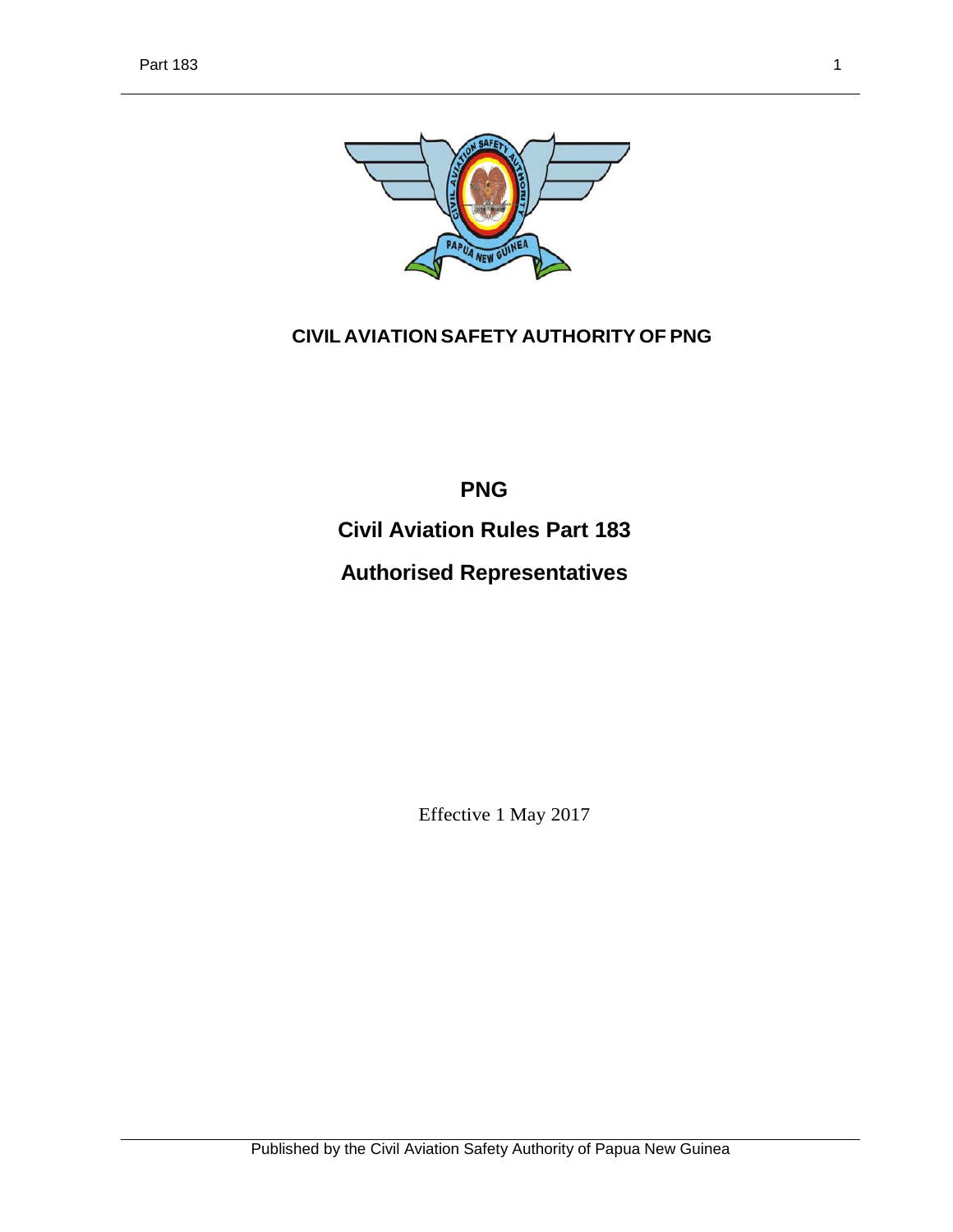**CIVIL AVIATION SAFETY AUTHORITY OF PNG**

# PNG

# Civil Aviation Rules Part 183

# Authorised Representatives

Effective 1 May 2017

Published by the Civil Aviation Safety Authority of Papua New Guinea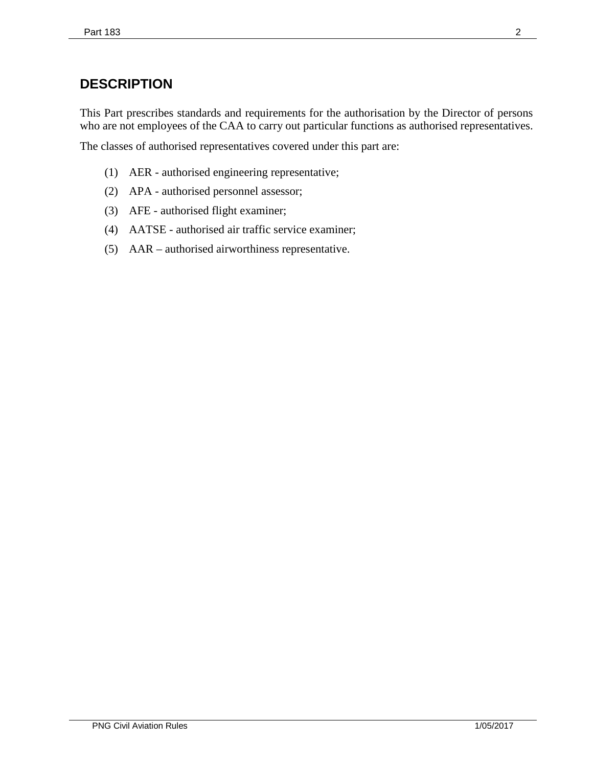## DESCRIPTION

This Part prescribes standards and requirements for the authorisation by the Director of persons who are not employees of the CAA to carry out particular functions as authorised representatives.

The classes of authorised representatives covered under this part are:

(1) AER - authorised engineering representative;

(2) APA - authorised personnel assessor;

(3) AFE - authorised flight examiner;

(4) AATSE - authorised air traffic service examiner;

(5) AAR – authorised airworthiness representative.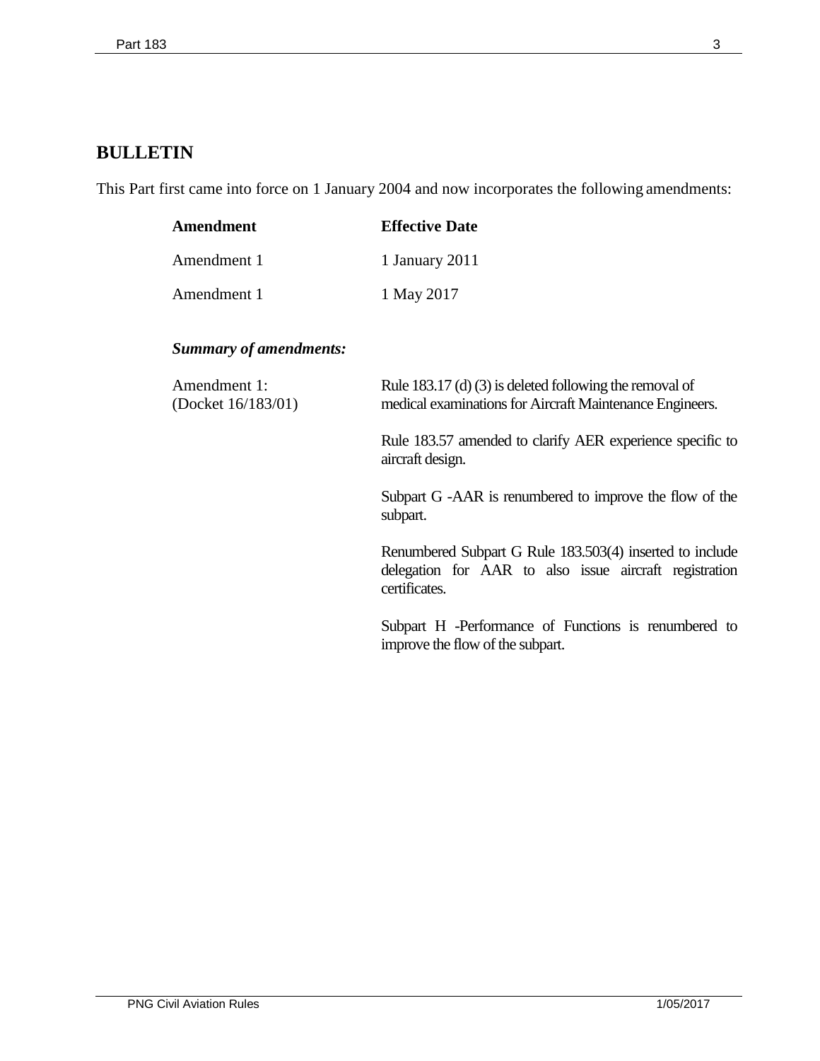## BULLETIN

This Part first came into force on 1 January 2004 and now incorporates the following amendments:

| Amendment | Effective Date |
|---|---|
| Amendment 1 | 1 January 2011 |
| Amendment 1 | 1 May 2017 |

***Summary of amendments:***

| | |
|---|---|
| Amendment 1: (Docket 16/183/01) | Rule 183.17 (d) (3) is deleted following the removal of medical examinations for Aircraft Maintenance Engineers. |
| | Rule 183.57 amended to clarify AER experience specific to aircraft design. |
| | Subpart G -AAR is renumbered to improve the flow of the subpart. |
| | Renumbered Subpart G Rule 183.503(4) inserted to include delegation for AAR to also issue aircraft registration certificates. |
| | Subpart H -Performance of Functions is renumbered to improve the flow of the subpart. |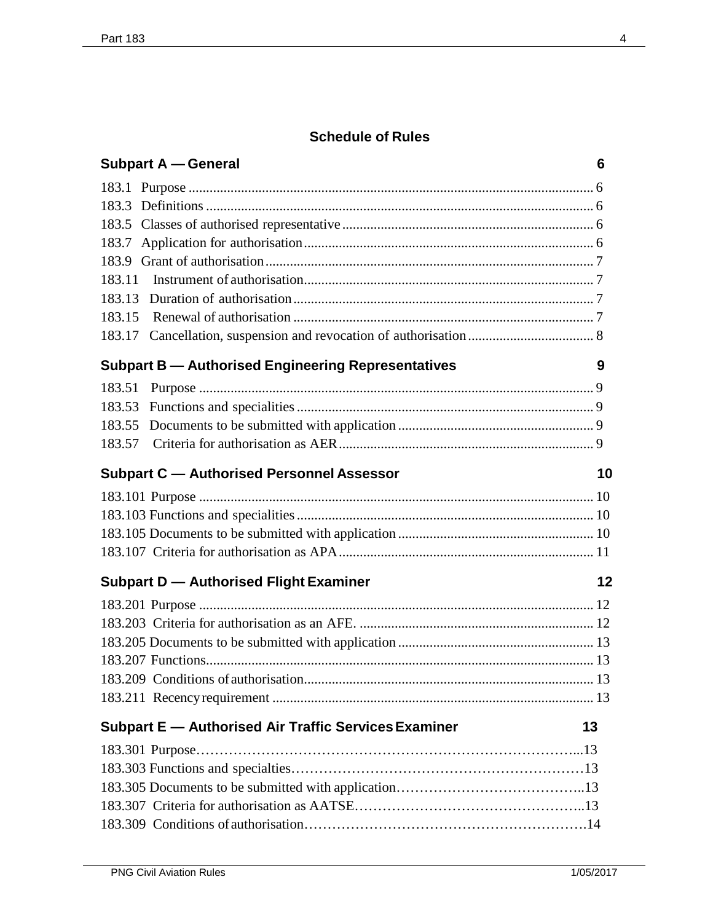## Schedule of Rules

### Subpart A — General 6

183.1 Purpose ...................................................................................................... 6
183.3 Definitions .................................................................................................. 6
183.5 Classes of authorised representative ........................................................ 6
183.7 Application for authorisation ...................................................................... 6
183.9 Grant of authorisation ................................................................................ 7
183.11 Instrument of authorisation ....................................................................... 7
183.13 Duration of authorisation ........................................................................... 7
183.15 Renewal of authorisation .......................................................................... 7
183.17 Cancellation, suspension and revocation of authorisation ........................ 8

### Subpart B — Authorised Engineering Representatives 9

183.51 Purpose ...................................................................................................... 9
183.53 Functions and specialities .......................................................................... 9
183.55 Documents to be submitted with application ............................................. 9
183.57 Criteria for authorisation as AER ............................................................... 9

### Subpart C — Authorised Personnel Assessor 10

183.101 Purpose .................................................................................................... 10
183.103 Functions and specialities ........................................................................ 10
183.105 Documents to be submitted with application ........................................... 10
183.107 Criteria for authorisation as APA .............................................................. 11

### Subpart D — Authorised Flight Examiner 12

183.201 Purpose .................................................................................................... 12
183.203 Criteria for authorisation as an AFE. ........................................................ 12
183.205 Documents to be submitted with application ........................................... 13
183.207 Functions.................................................................................................. 13
183.209 Conditions of authorisation....................................................................... 13
183.211 Recency requirement ............................................................................... 13

### Subpart E — Authorised Air Traffic Services Examiner 13

183.301 Purpose………………………………………………………………………...13
183.303 Functions and specialties………………………………………………………13
183.305 Documents to be submitted with application…………………………………..13
183.307 Criteria for authorisation as AATSE…………………………………………..13
183.309 Conditions of authorisation…………………………………………………….14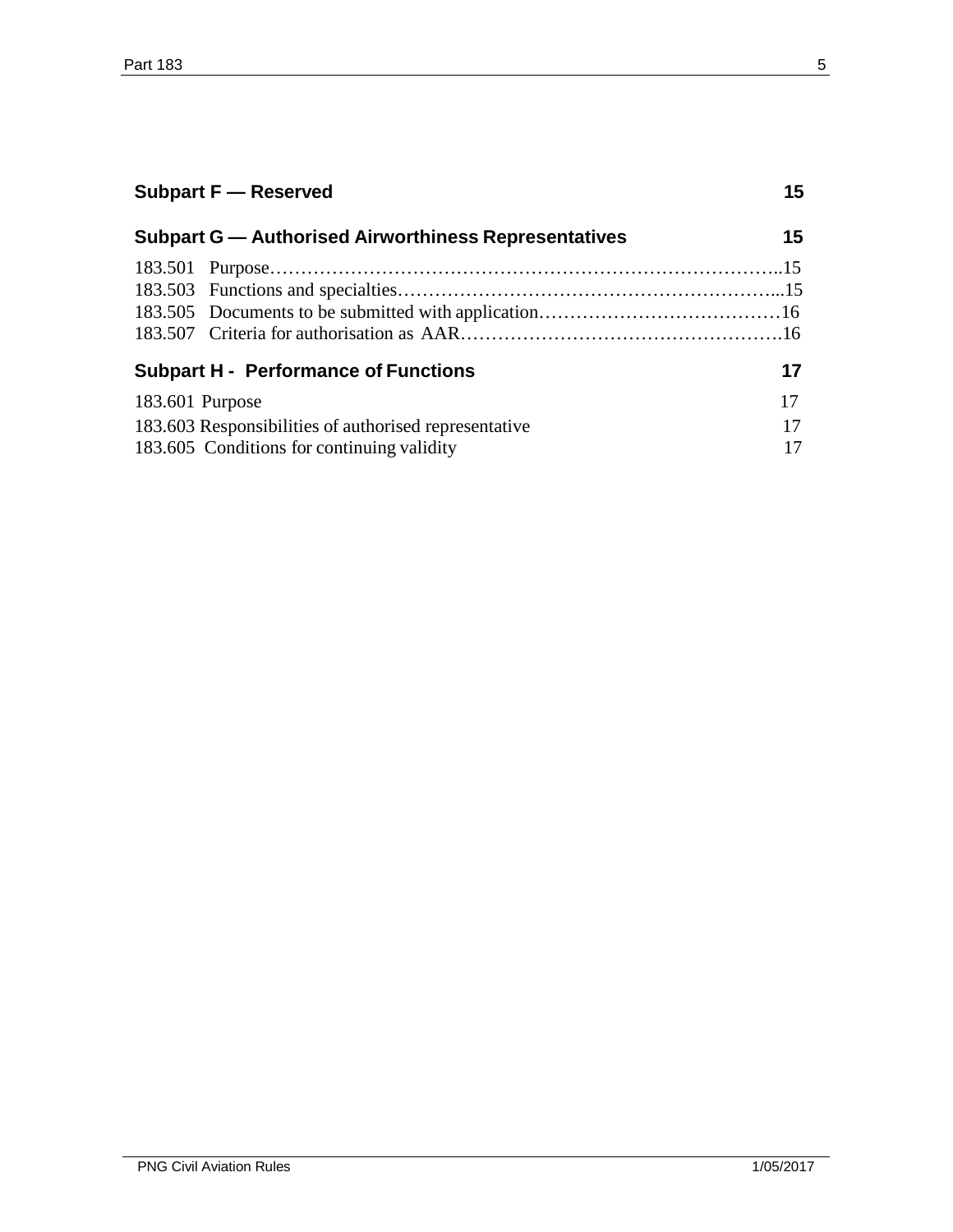**Subpart F — Reserved** 15

**Subpart G — Authorised Airworthiness Representatives** 15

183.501 Purpose……………………………………………………………………..15
183.503 Functions and specialties………………………………………………...15
183.505 Documents to be submitted with application…………………………………16
183.507 Criteria for authorisation as AAR…………………………………………….16

**Subpart H - Performance of Functions** 17

183.601 Purpose 17
183.603 Responsibilities of authorised representative 17
183.605 Conditions for continuing validity 17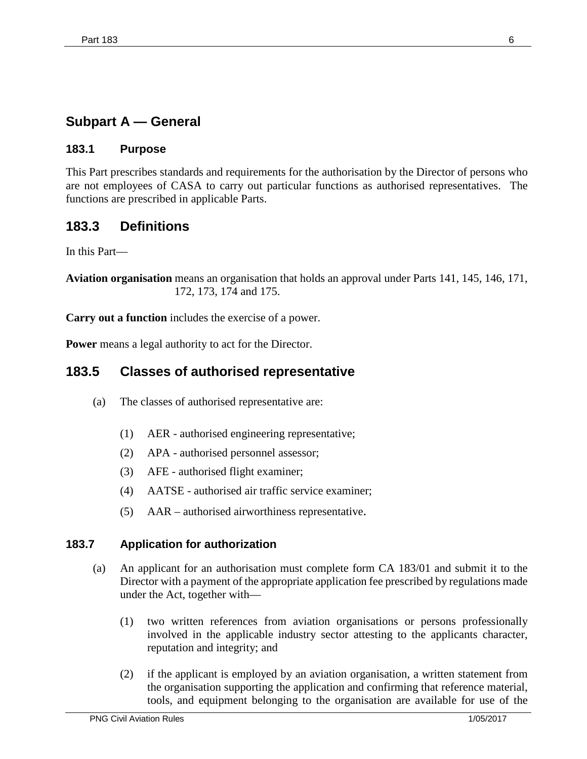## Subpart A — General

### 183.1 Purpose

This Part prescribes standards and requirements for the authorisation by the Director of persons who are not employees of CASA to carry out particular functions as authorised representatives. The functions are prescribed in applicable Parts.

## 183.3 Definitions

In this Part—

**Aviation organisation** means an organisation that holds an approval under Parts 141, 145, 146, 171, 172, 173, 174 and 175.

**Carry out a function** includes the exercise of a power.

**Power** means a legal authority to act for the Director.

## 183.5 Classes of authorised representative

(a) The classes of authorised representative are:

(1) AER - authorised engineering representative;

(2) APA - authorised personnel assessor;

(3) AFE - authorised flight examiner;

(4) AATSE - authorised air traffic service examiner;

(5) AAR – authorised airworthiness representative.

### 183.7 Application for authorization

(a) An applicant for an authorisation must complete form CA 183/01 and submit it to the Director with a payment of the appropriate application fee prescribed by regulations made under the Act, together with—

(1) two written references from aviation organisations or persons professionally involved in the applicable industry sector attesting to the applicants character, reputation and integrity; and

(2) if the applicant is employed by an aviation organisation, a written statement from the organisation supporting the application and confirming that reference material, tools, and equipment belonging to the organisation are available for use of the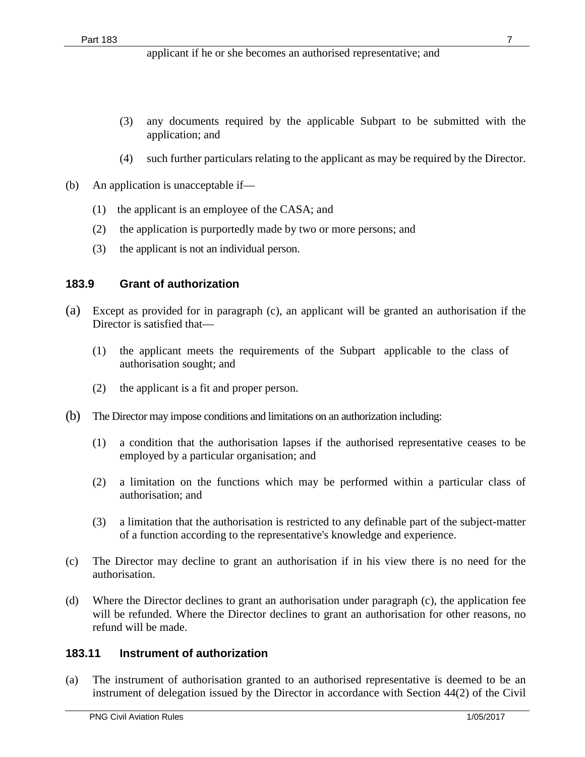applicant if he or she becomes an authorised representative; and

(3) any documents required by the applicable Subpart to be submitted with the application; and

(4) such further particulars relating to the applicant as may be required by the Director.

(b) An application is unacceptable if—

(1) the applicant is an employee of the CASA; and

(2) the application is purportedly made by two or more persons; and

(3) the applicant is not an individual person.

### 183.9 Grant of authorization

(a) Except as provided for in paragraph (c), an applicant will be granted an authorisation if the Director is satisfied that—

(1) the applicant meets the requirements of the Subpart applicable to the class of authorisation sought; and

(2) the applicant is a fit and proper person.

(b) The Director may impose conditions and limitations on an authorization including:

(1) a condition that the authorisation lapses if the authorised representative ceases to be employed by a particular organisation; and

(2) a limitation on the functions which may be performed within a particular class of authorisation; and

(3) a limitation that the authorisation is restricted to any definable part of the subject-matter of a function according to the representative's knowledge and experience.

(c) The Director may decline to grant an authorisation if in his view there is no need for the authorisation.

(d) Where the Director declines to grant an authorisation under paragraph (c), the application fee will be refunded. Where the Director declines to grant an authorisation for other reasons, no refund will be made.

### 183.11 Instrument of authorization

(a) The instrument of authorisation granted to an authorised representative is deemed to be an instrument of delegation issued by the Director in accordance with Section 44(2) of the Civil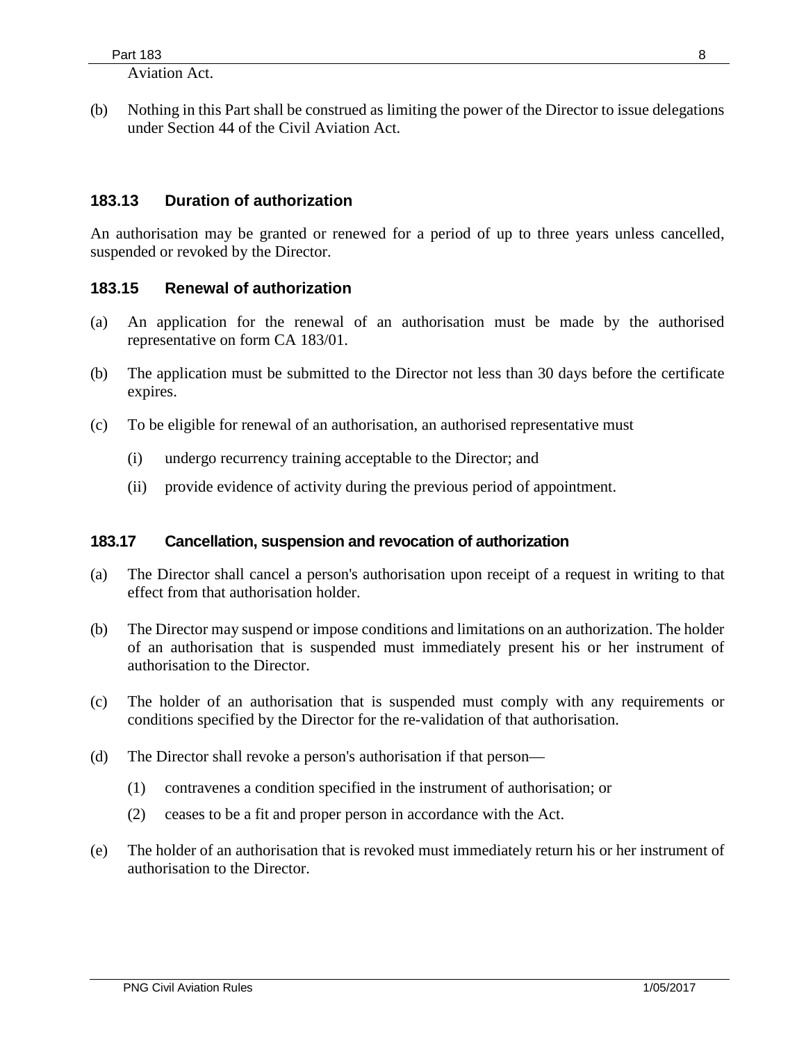Aviation Act.

(b) Nothing in this Part shall be construed as limiting the power of the Director to issue delegations under Section 44 of the Civil Aviation Act.

### 183.13 Duration of authorization

An authorisation may be granted or renewed for a period of up to three years unless cancelled, suspended or revoked by the Director.

### 183.15 Renewal of authorization

(a) An application for the renewal of an authorisation must be made by the authorised representative on form CA 183/01.

(b) The application must be submitted to the Director not less than 30 days before the certificate expires.

(c) To be eligible for renewal of an authorisation, an authorised representative must

   (i) undergo recurrency training acceptable to the Director; and

   (ii) provide evidence of activity during the previous period of appointment.

### 183.17 Cancellation, suspension and revocation of authorization

(a) The Director shall cancel a person's authorisation upon receipt of a request in writing to that effect from that authorisation holder.

(b) The Director may suspend or impose conditions and limitations on an authorization. The holder of an authorisation that is suspended must immediately present his or her instrument of authorisation to the Director.

(c) The holder of an authorisation that is suspended must comply with any requirements or conditions specified by the Director for the re-validation of that authorisation.

(d) The Director shall revoke a person's authorisation if that person—

   (1) contravenes a condition specified in the instrument of authorisation; or

   (2) ceases to be a fit and proper person in accordance with the Act.

(e) The holder of an authorisation that is revoked must immediately return his or her instrument of authorisation to the Director.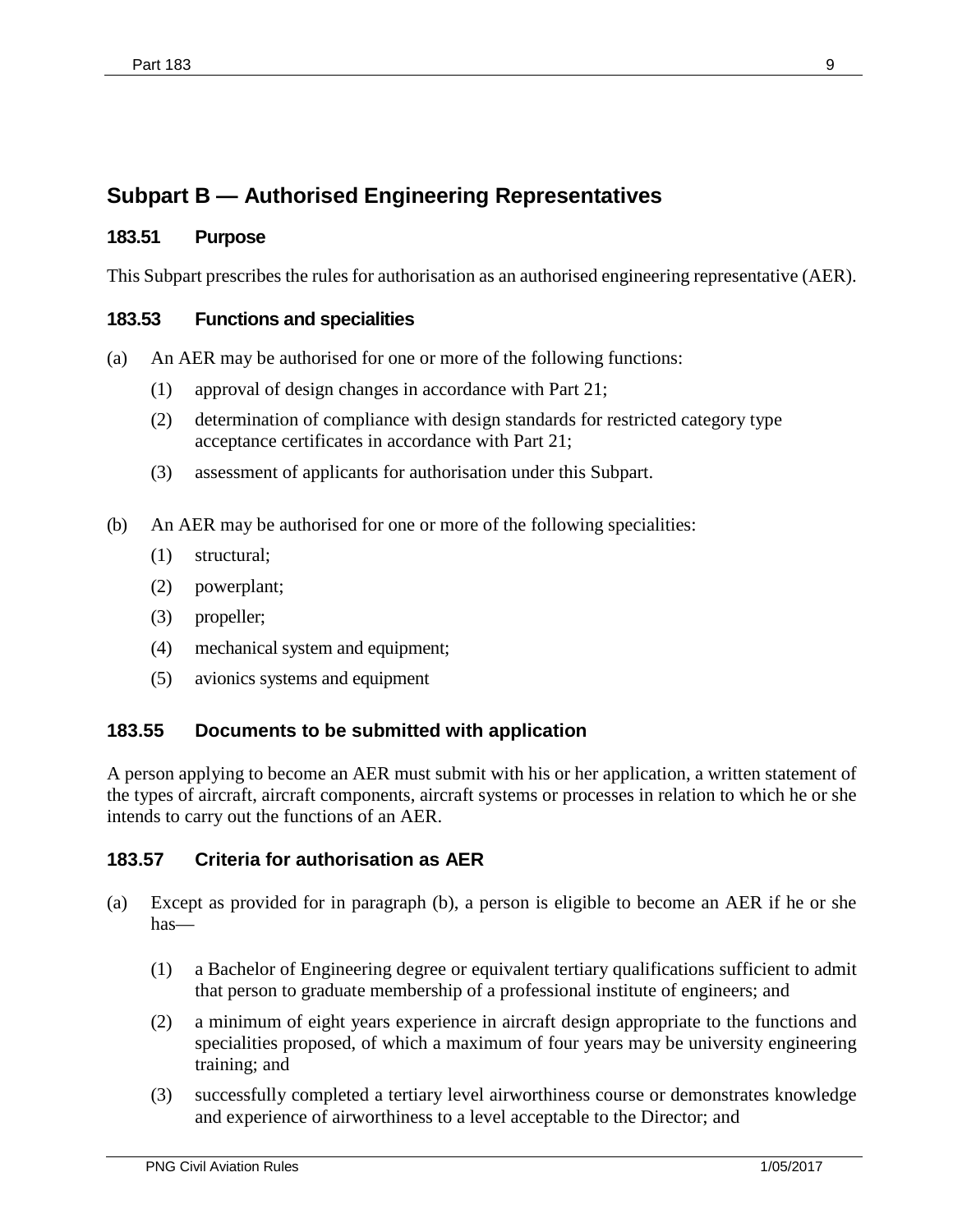## Subpart B — Authorised Engineering Representatives

### 183.51 Purpose

This Subpart prescribes the rules for authorisation as an authorised engineering representative (AER).

### 183.53 Functions and specialities

(a) An AER may be authorised for one or more of the following functions:

  (1) approval of design changes in accordance with Part 21;

  (2) determination of compliance with design standards for restricted category type acceptance certificates in accordance with Part 21;

  (3) assessment of applicants for authorisation under this Subpart.

(b) An AER may be authorised for one or more of the following specialities:

  (1) structural;

  (2) powerplant;

  (3) propeller;

  (4) mechanical system and equipment;

  (5) avionics systems and equipment

### 183.55 Documents to be submitted with application

A person applying to become an AER must submit with his or her application, a written statement of the types of aircraft, aircraft components, aircraft systems or processes in relation to which he or she intends to carry out the functions of an AER.

### 183.57 Criteria for authorisation as AER

(a) Except as provided for in paragraph (b), a person is eligible to become an AER if he or she has—

  (1) a Bachelor of Engineering degree or equivalent tertiary qualifications sufficient to admit that person to graduate membership of a professional institute of engineers; and

  (2) a minimum of eight years experience in aircraft design appropriate to the functions and specialities proposed, of which a maximum of four years may be university engineering training; and

  (3) successfully completed a tertiary level airworthiness course or demonstrates knowledge and experience of airworthiness to a level acceptable to the Director; and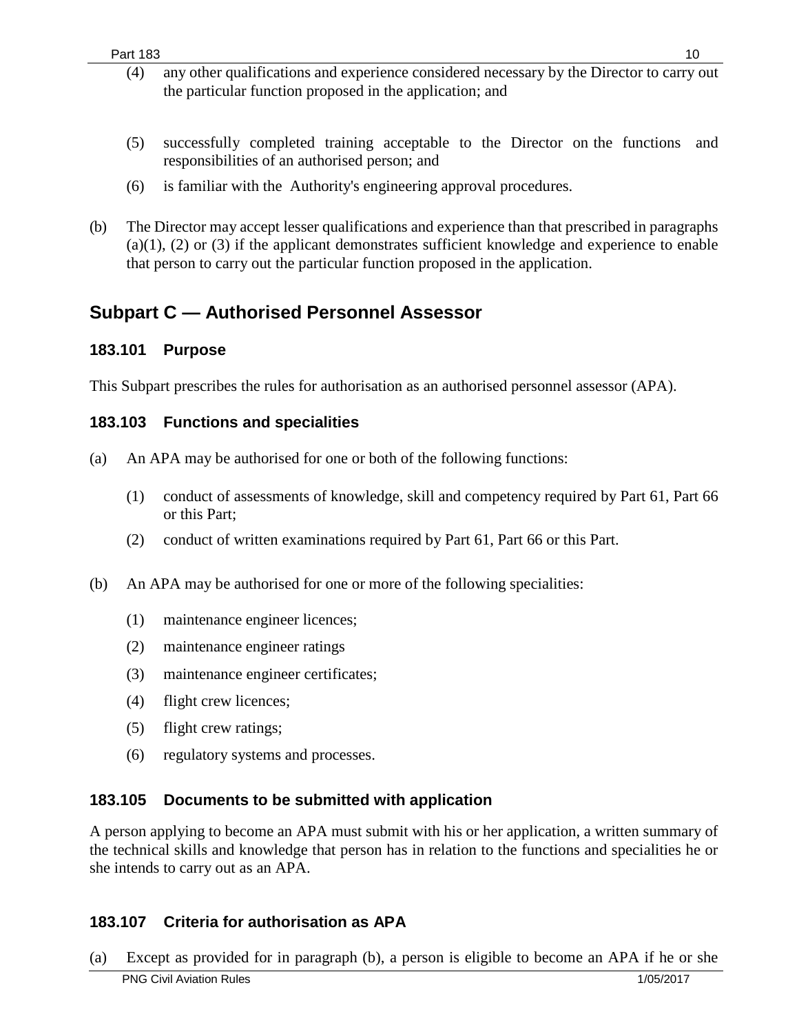(4) any other qualifications and experience considered necessary by the Director to carry out the particular function proposed in the application; and

(5) successfully completed training acceptable to the Director on the functions and responsibilities of an authorised person; and

(6) is familiar with the Authority's engineering approval procedures.

(b) The Director may accept lesser qualifications and experience than that prescribed in paragraphs (a)(1), (2) or (3) if the applicant demonstrates sufficient knowledge and experience to enable that person to carry out the particular function proposed in the application.

## Subpart C — Authorised Personnel Assessor

### 183.101 Purpose

This Subpart prescribes the rules for authorisation as an authorised personnel assessor (APA).

### 183.103 Functions and specialities

(a) An APA may be authorised for one or both of the following functions:

(1) conduct of assessments of knowledge, skill and competency required by Part 61, Part 66 or this Part;

(2) conduct of written examinations required by Part 61, Part 66 or this Part.

(b) An APA may be authorised for one or more of the following specialities:

(1) maintenance engineer licences;

(2) maintenance engineer ratings

(3) maintenance engineer certificates;

(4) flight crew licences;

(5) flight crew ratings;

(6) regulatory systems and processes.

### 183.105 Documents to be submitted with application

A person applying to become an APA must submit with his or her application, a written summary of the technical skills and knowledge that person has in relation to the functions and specialities he or she intends to carry out as an APA.

### 183.107 Criteria for authorisation as APA

(a) Except as provided for in paragraph (b), a person is eligible to become an APA if he or she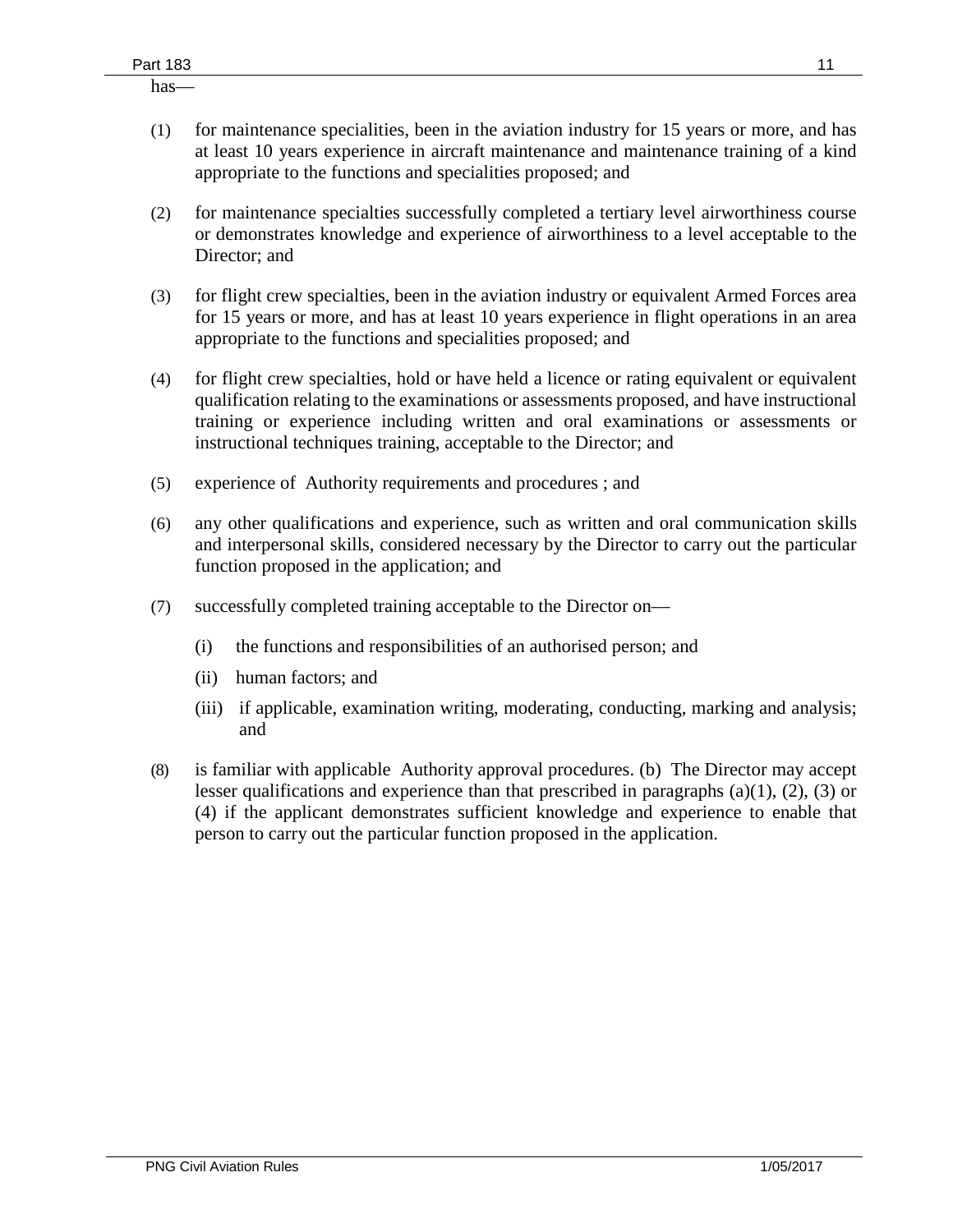has—

(1) for maintenance specialities, been in the aviation industry for 15 years or more, and has at least 10 years experience in aircraft maintenance and maintenance training of a kind appropriate to the functions and specialities proposed; and

(2) for maintenance specialties successfully completed a tertiary level airworthiness course or demonstrates knowledge and experience of airworthiness to a level acceptable to the Director; and

(3) for flight crew specialties, been in the aviation industry or equivalent Armed Forces area for 15 years or more, and has at least 10 years experience in flight operations in an area appropriate to the functions and specialities proposed; and

(4) for flight crew specialties, hold or have held a licence or rating equivalent or equivalent qualification relating to the examinations or assessments proposed, and have instructional training or experience including written and oral examinations or assessments or instructional techniques training, acceptable to the Director; and

(5) experience of Authority requirements and procedures ; and

(6) any other qualifications and experience, such as written and oral communication skills and interpersonal skills, considered necessary by the Director to carry out the particular function proposed in the application; and

(7) successfully completed training acceptable to the Director on—

   (i) the functions and responsibilities of an authorised person; and

   (ii) human factors; and

   (iii) if applicable, examination writing, moderating, conducting, marking and analysis; and

(8) is familiar with applicable Authority approval procedures. (b) The Director may accept lesser qualifications and experience than that prescribed in paragraphs (a)(1), (2), (3) or (4) if the applicant demonstrates sufficient knowledge and experience to enable that person to carry out the particular function proposed in the application.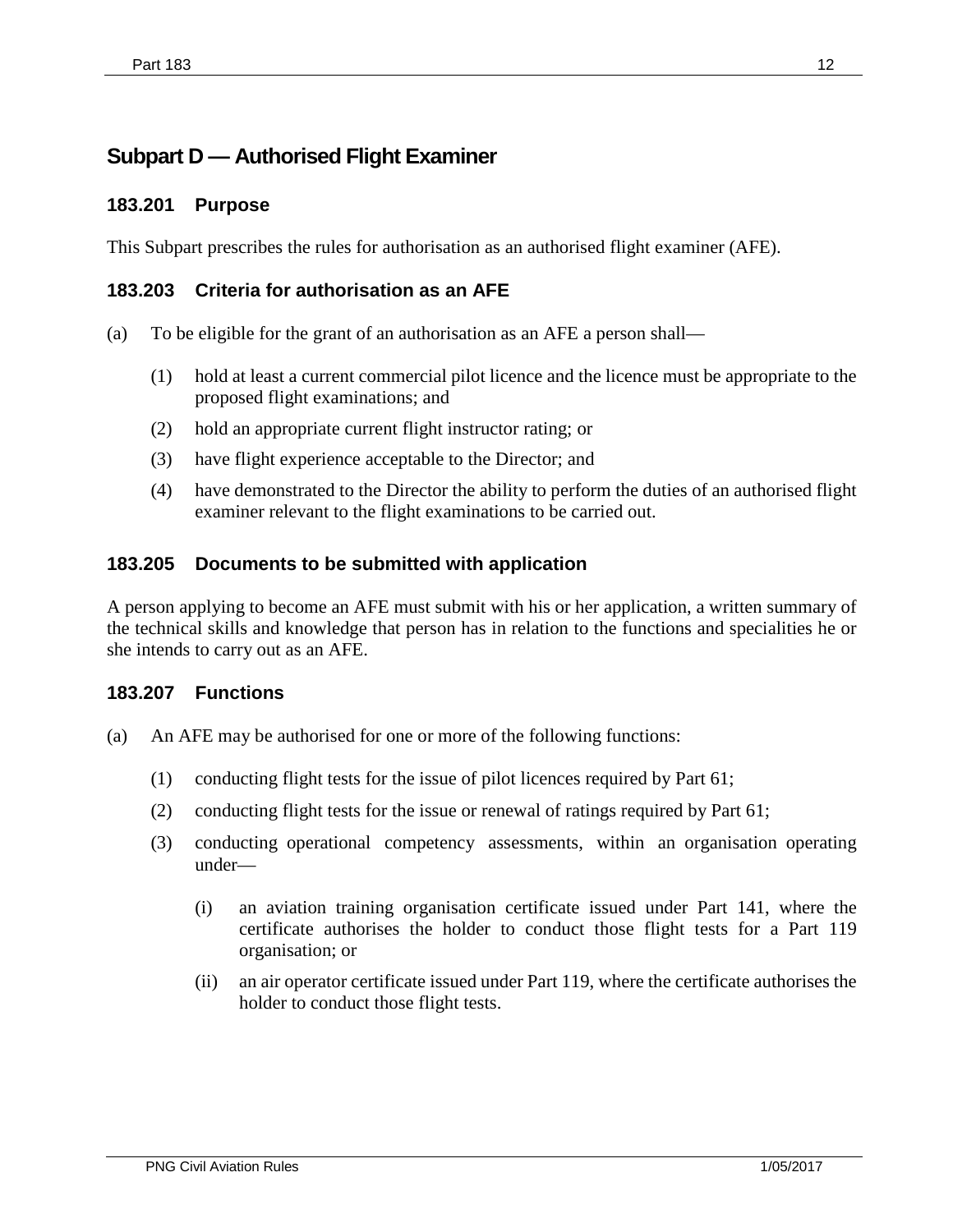## Subpart D — Authorised Flight Examiner

### 183.201 Purpose

This Subpart prescribes the rules for authorisation as an authorised flight examiner (AFE).

### 183.203 Criteria for authorisation as an AFE

(a) To be eligible for the grant of an authorisation as an AFE a person shall—

(1) hold at least a current commercial pilot licence and the licence must be appropriate to the proposed flight examinations; and

(2) hold an appropriate current flight instructor rating; or

(3) have flight experience acceptable to the Director; and

(4) have demonstrated to the Director the ability to perform the duties of an authorised flight examiner relevant to the flight examinations to be carried out.

### 183.205 Documents to be submitted with application

A person applying to become an AFE must submit with his or her application, a written summary of the technical skills and knowledge that person has in relation to the functions and specialities he or she intends to carry out as an AFE.

### 183.207 Functions

(a) An AFE may be authorised for one or more of the following functions:

(1) conducting flight tests for the issue of pilot licences required by Part 61;

(2) conducting flight tests for the issue or renewal of ratings required by Part 61;

(3) conducting operational competency assessments, within an organisation operating under—

(i) an aviation training organisation certificate issued under Part 141, where the certificate authorises the holder to conduct those flight tests for a Part 119 organisation; or

(ii) an air operator certificate issued under Part 119, where the certificate authorises the holder to conduct those flight tests.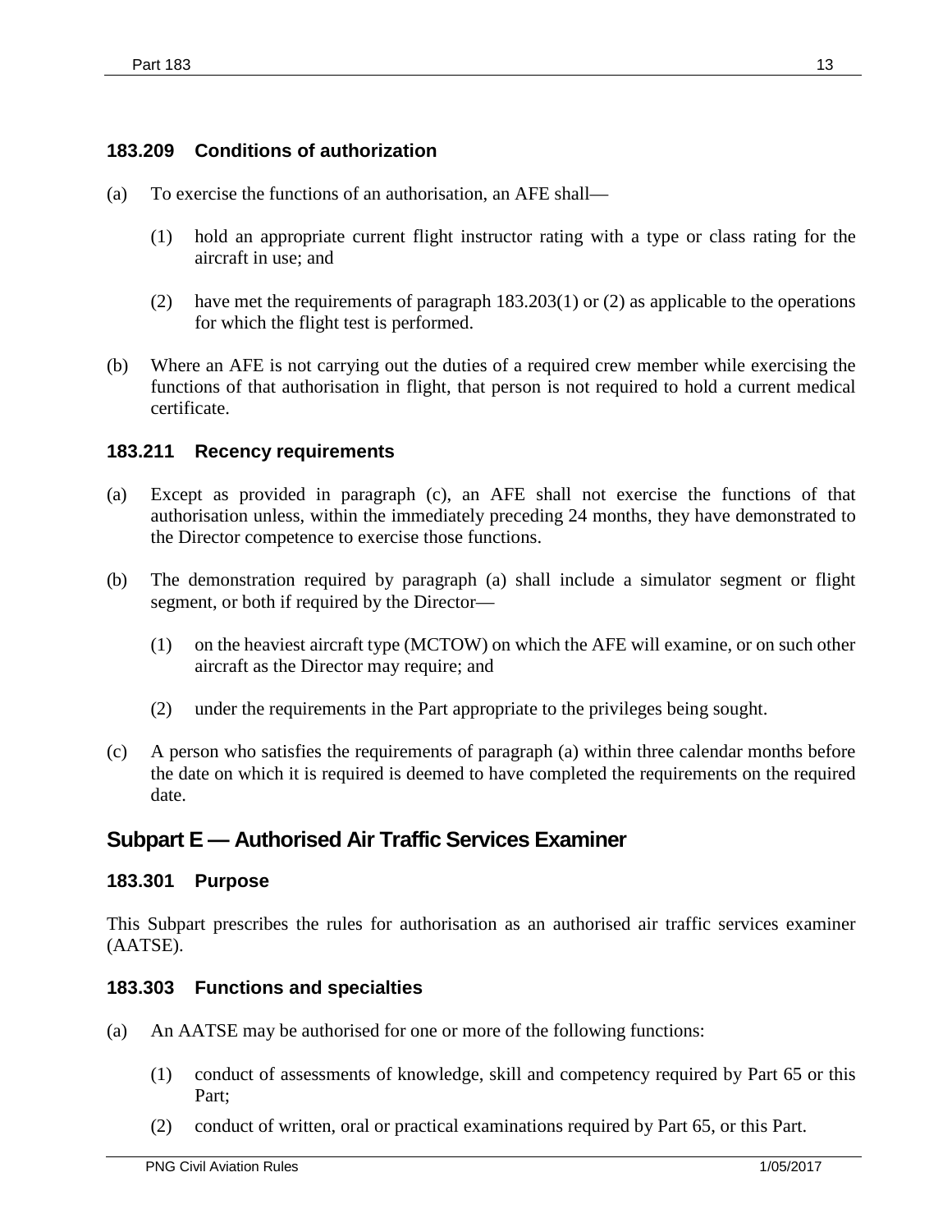### 183.209 Conditions of authorization

(a) To exercise the functions of an authorisation, an AFE shall—

(1) hold an appropriate current flight instructor rating with a type or class rating for the aircraft in use; and

(2) have met the requirements of paragraph 183.203(1) or (2) as applicable to the operations for which the flight test is performed.

(b) Where an AFE is not carrying out the duties of a required crew member while exercising the functions of that authorisation in flight, that person is not required to hold a current medical certificate.

### 183.211 Recency requirements

(a) Except as provided in paragraph (c), an AFE shall not exercise the functions of that authorisation unless, within the immediately preceding 24 months, they have demonstrated to the Director competence to exercise those functions.

(b) The demonstration required by paragraph (a) shall include a simulator segment or flight segment, or both if required by the Director—

(1) on the heaviest aircraft type (MCTOW) on which the AFE will examine, or on such other aircraft as the Director may require; and

(2) under the requirements in the Part appropriate to the privileges being sought.

(c) A person who satisfies the requirements of paragraph (a) within three calendar months before the date on which it is required is deemed to have completed the requirements on the required date.

## Subpart E — Authorised Air Traffic Services Examiner

### 183.301 Purpose

This Subpart prescribes the rules for authorisation as an authorised air traffic services examiner (AATSE).

### 183.303 Functions and specialties

(a) An AATSE may be authorised for one or more of the following functions:

(1) conduct of assessments of knowledge, skill and competency required by Part 65 or this Part;

(2) conduct of written, oral or practical examinations required by Part 65, or this Part.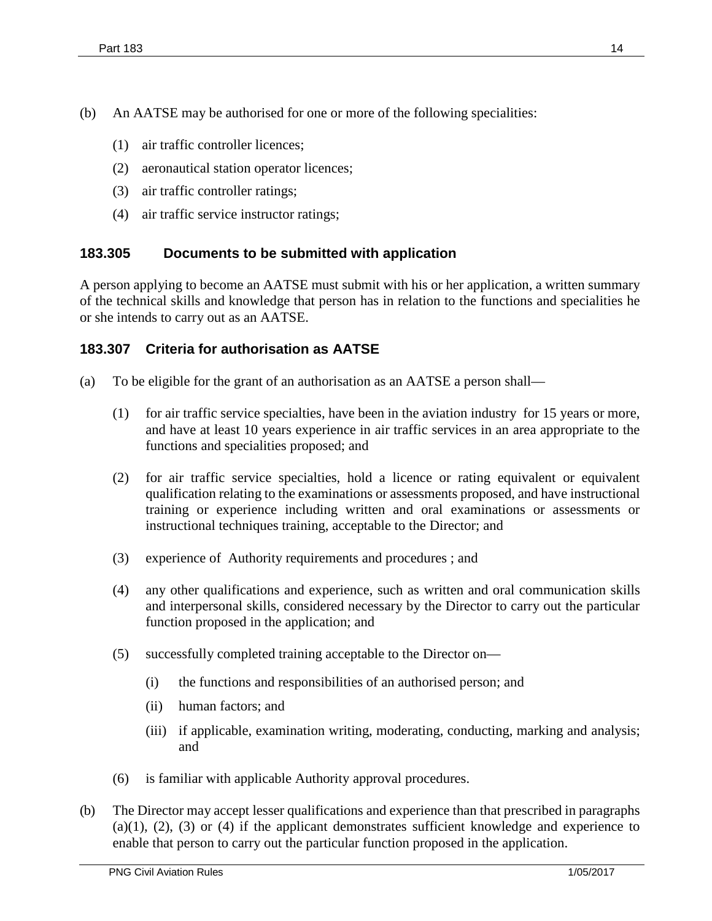(b) An AATSE may be authorised for one or more of the following specialities:

  (1) air traffic controller licences;

  (2) aeronautical station operator licences;

  (3) air traffic controller ratings;

  (4) air traffic service instructor ratings;

### 183.305 Documents to be submitted with application

A person applying to become an AATSE must submit with his or her application, a written summary of the technical skills and knowledge that person has in relation to the functions and specialities he or she intends to carry out as an AATSE.

### 183.307 Criteria for authorisation as AATSE

(a) To be eligible for the grant of an authorisation as an AATSE a person shall—

  (1) for air traffic service specialties, have been in the aviation industry for 15 years or more, and have at least 10 years experience in air traffic services in an area appropriate to the functions and specialities proposed; and

  (2) for air traffic service specialties, hold a licence or rating equivalent or equivalent qualification relating to the examinations or assessments proposed, and have instructional training or experience including written and oral examinations or assessments or instructional techniques training, acceptable to the Director; and

  (3) experience of Authority requirements and procedures ; and

  (4) any other qualifications and experience, such as written and oral communication skills and interpersonal skills, considered necessary by the Director to carry out the particular function proposed in the application; and

  (5) successfully completed training acceptable to the Director on—

    (i) the functions and responsibilities of an authorised person; and

    (ii) human factors; and

    (iii) if applicable, examination writing, moderating, conducting, marking and analysis; and

  (6) is familiar with applicable Authority approval procedures.

(b) The Director may accept lesser qualifications and experience than that prescribed in paragraphs (a)(1), (2), (3) or (4) if the applicant demonstrates sufficient knowledge and experience to enable that person to carry out the particular function proposed in the application.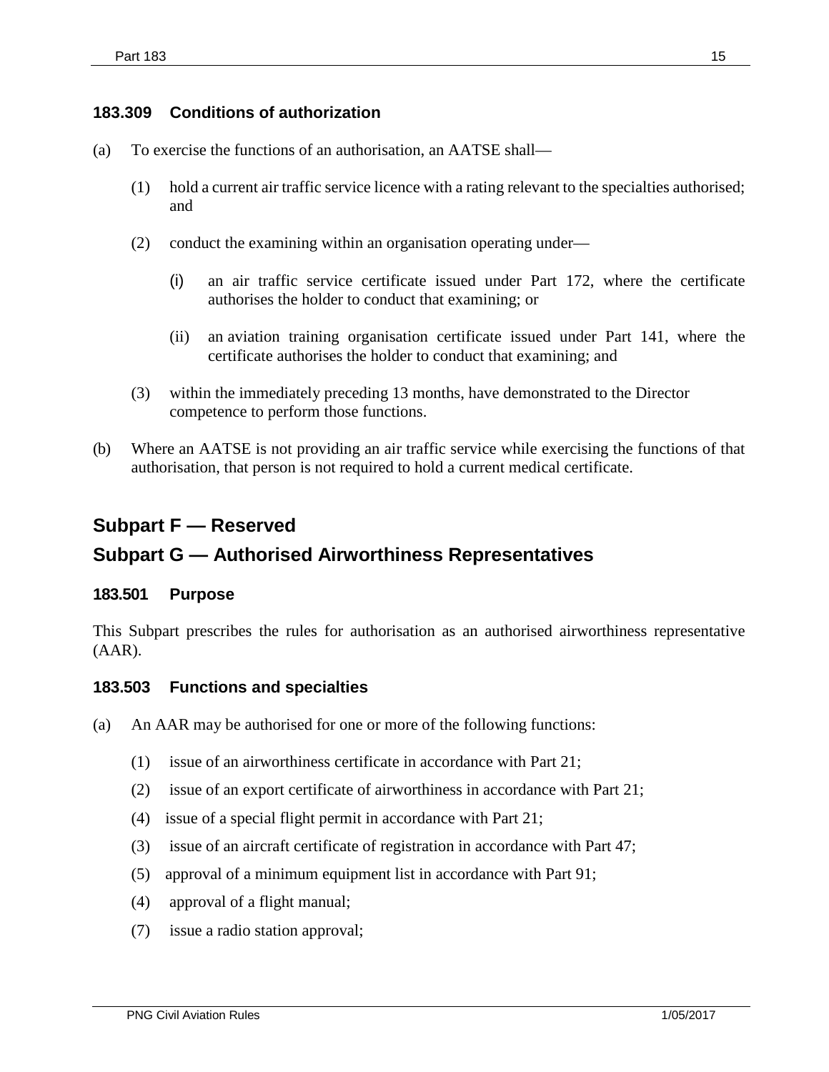### 183.309 Conditions of authorization

(a) To exercise the functions of an authorisation, an AATSE shall—

  (1) hold a current air traffic service licence with a rating relevant to the specialties authorised; and

  (2) conduct the examining within an organisation operating under—

    (i) an air traffic service certificate issued under Part 172, where the certificate authorises the holder to conduct that examining; or

    (ii) an aviation training organisation certificate issued under Part 141, where the certificate authorises the holder to conduct that examining; and

  (3) within the immediately preceding 13 months, have demonstrated to the Director competence to perform those functions.

(b) Where an AATSE is not providing an air traffic service while exercising the functions of that authorisation, that person is not required to hold a current medical certificate.

## Subpart F — Reserved

## Subpart G — Authorised Airworthiness Representatives

### 183.501 Purpose

This Subpart prescribes the rules for authorisation as an authorised airworthiness representative (AAR).

### 183.503 Functions and specialties

(a) An AAR may be authorised for one or more of the following functions:

  (1) issue of an airworthiness certificate in accordance with Part 21;

  (2) issue of an export certificate of airworthiness in accordance with Part 21;

  (4) issue of a special flight permit in accordance with Part 21;

  (3) issue of an aircraft certificate of registration in accordance with Part 47;

  (5) approval of a minimum equipment list in accordance with Part 91;

  (4) approval of a flight manual;

  (7) issue a radio station approval;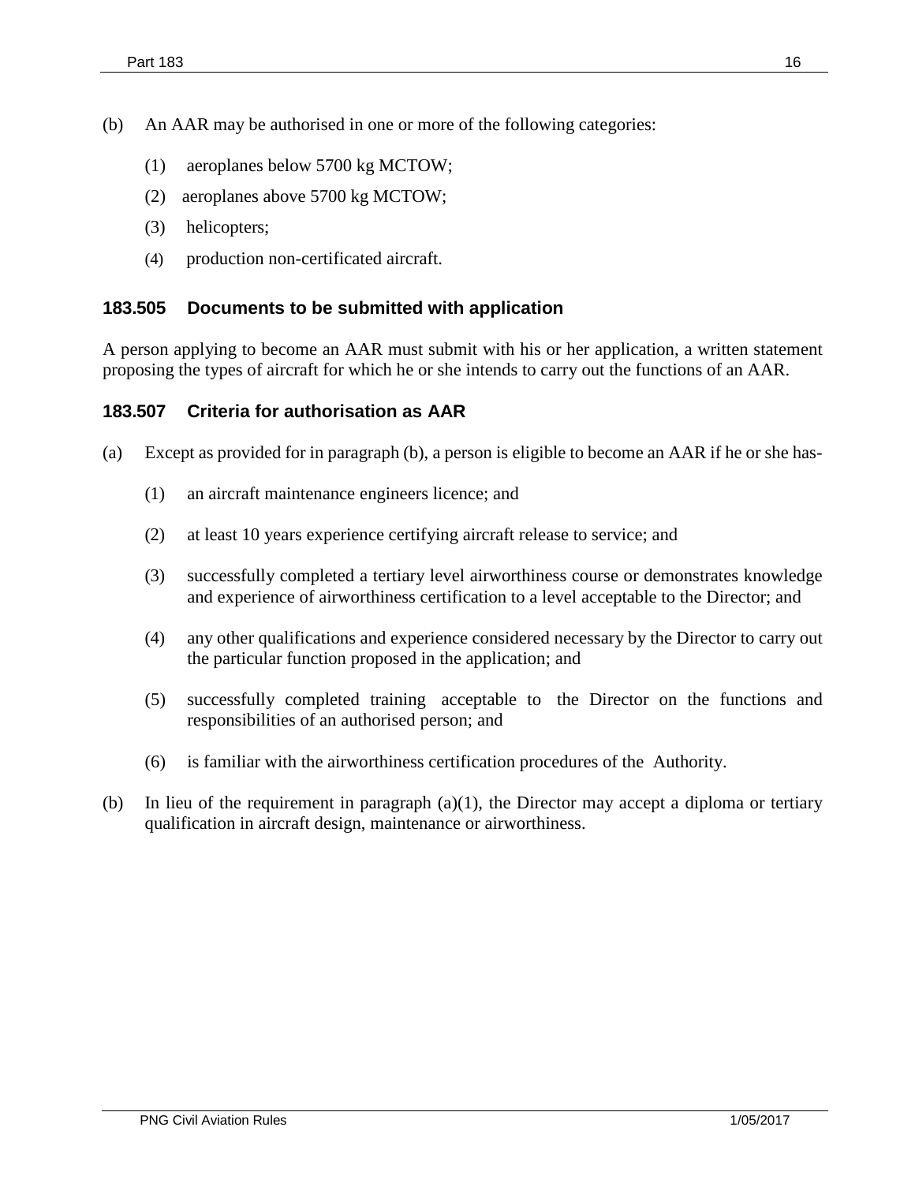(b) An AAR may be authorised in one or more of the following categories:

(1) aeroplanes below 5700 kg MCTOW;

(2) aeroplanes above 5700 kg MCTOW;

(3) helicopters;

(4) production non-certificated aircraft.

### 183.505 Documents to be submitted with application

A person applying to become an AAR must submit with his or her application, a written statement proposing the types of aircraft for which he or she intends to carry out the functions of an AAR.

### 183.507 Criteria for authorisation as AAR

(a) Except as provided for in paragraph (b), a person is eligible to become an AAR if he or she has-

(1) an aircraft maintenance engineers licence; and

(2) at least 10 years experience certifying aircraft release to service; and

(3) successfully completed a tertiary level airworthiness course or demonstrates knowledge and experience of airworthiness certification to a level acceptable to the Director; and

(4) any other qualifications and experience considered necessary by the Director to carry out the particular function proposed in the application; and

(5) successfully completed training acceptable to the Director on the functions and responsibilities of an authorised person; and

(6) is familiar with the airworthiness certification procedures of the Authority.

(b) In lieu of the requirement in paragraph (a)(1), the Director may accept a diploma or tertiary qualification in aircraft design, maintenance or airworthiness.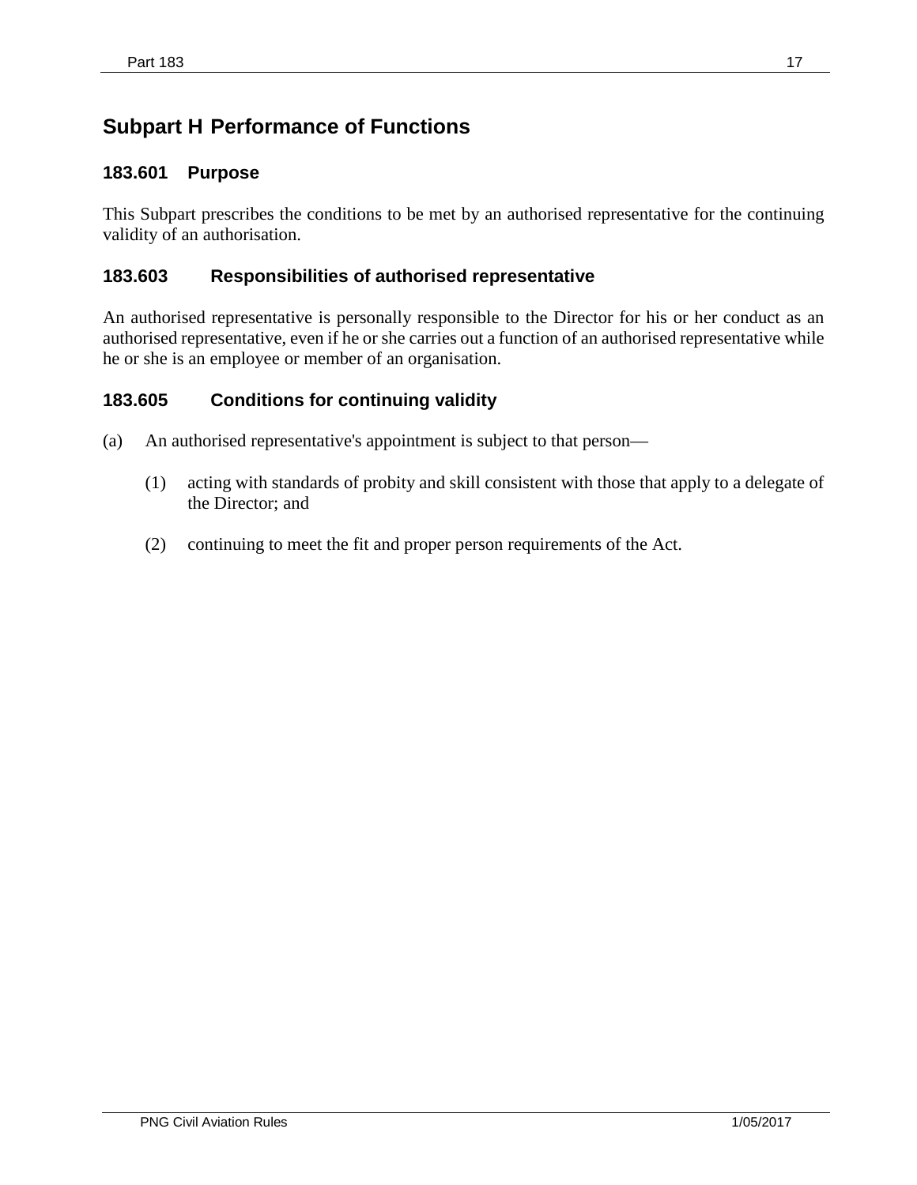## Subpart H Performance of Functions

### 183.601 Purpose

This Subpart prescribes the conditions to be met by an authorised representative for the continuing validity of an authorisation.

### 183.603 Responsibilities of authorised representative

An authorised representative is personally responsible to the Director for his or her conduct as an authorised representative, even if he or she carries out a function of an authorised representative while he or she is an employee or member of an organisation.

### 183.605 Conditions for continuing validity

(a) An authorised representative's appointment is subject to that person—

(1) acting with standards of probity and skill consistent with those that apply to a delegate of the Director; and

(2) continuing to meet the fit and proper person requirements of the Act.